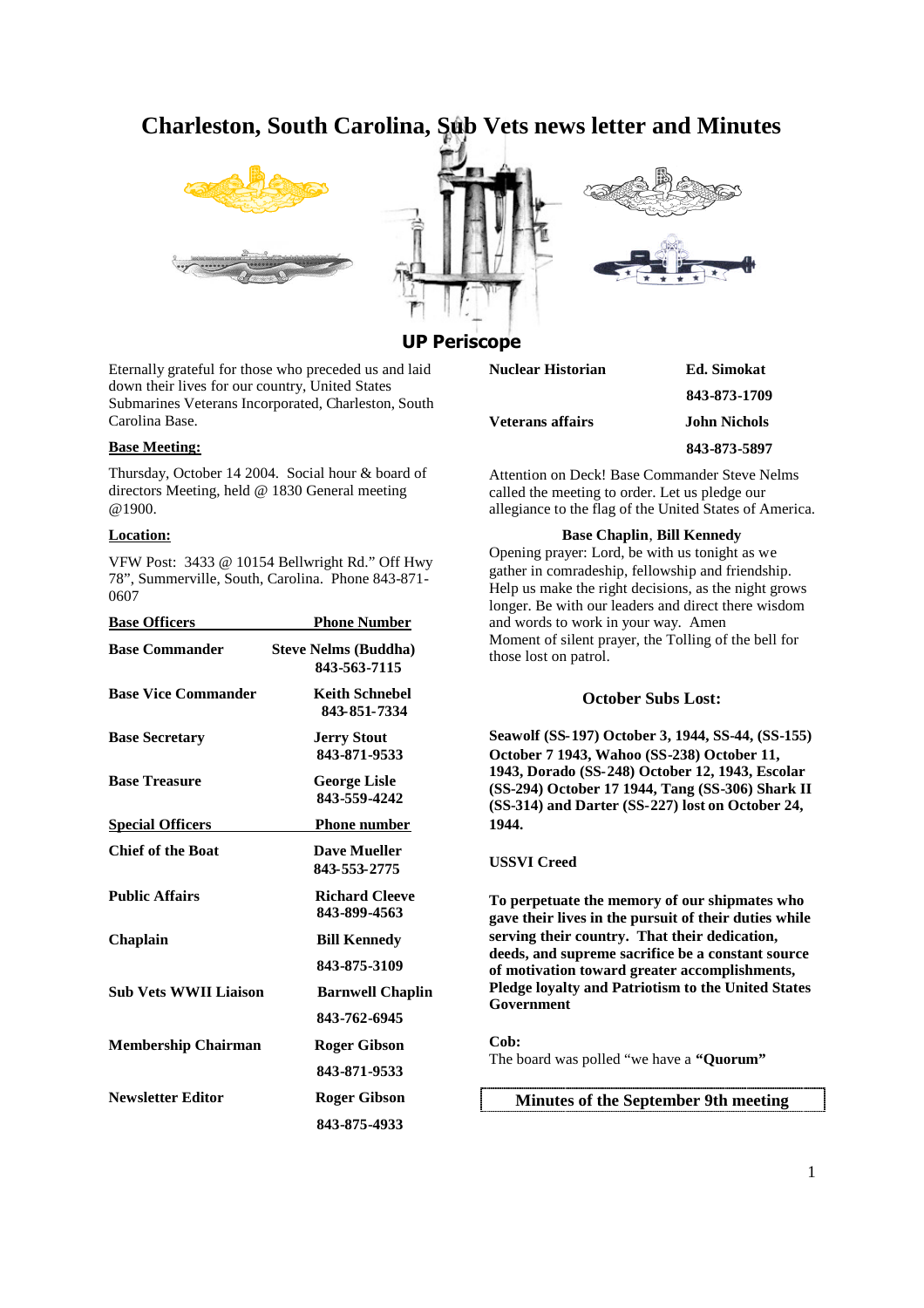# Charleston, South Carolina, Sub Vets news letter and Minutes

## UP Periscope

Eternally grateful for those who preceded us and laid down their lives for our country, United States Submarines Veterans Incorporated, Charleston, South Carolina Base.

**Base Meeting:**

Thursday, October 14 2004. Social hour & board of directors Meeting, held @ 1830 General meeting @1900.

**Location:**

VFW Post: 3433 @ 10154 Bellwright Rd." Off Hwy 78", Summerville, South, Carolina. Phone 843-871-0607

| **Base Officers** | **Phone Number** |
|---|---|
| **Base Commander** | **Steve Nelms (Buddha) 843-563-7115** |
| **Base Vice Commander** | **Keith Schnebel 843-851-7334** |
| **Base Secretary** | **Jerry Stout 843-871-9533** |
| **Base Treasure** | **George Lisle 843-559-4242** |

| **Special Officers** | **Phone number** |
|---|---|
| **Chief of the Boat** | **Dave Mueller 843-553-2775** |
| **Public Affairs** | **Richard Cleeve 843-899-4563** |
| **Chaplain** | **Bill Kennedy 843-875-3109** |
| **Sub Vets WWII Liaison** | **Barnwell Chaplin 843-762-6945** |
| **Membership Chairman** | **Roger Gibson 843-871-9533** |
| **Newsletter Editor** | **Roger Gibson 843-875-4933** |
| **Nuclear Historian** | **Ed. Simokat 843-873-1709** |
| **Veterans affairs** | **John Nichols 843-873-5897** |

Attention on Deck! Base Commander Steve Nelms called the meeting to order. Let us pledge our allegiance to the flag of the United States of America.

**Base Chaplin**, **Bill Kennedy**

Opening prayer: Lord, be with us tonight as we gather in comradeship, fellowship and friendship. Help us make the right decisions, as the night grows longer. Be with our leaders and direct there wisdom and words to work in your way. Amen

Moment of silent prayer, the Tolling of the bell for those lost on patrol.

### October Subs Lost:

**Seawolf (SS-197) October 3, 1944, SS-44, (SS-155) October 7 1943, Wahoo (SS-238) October 11, 1943, Dorado (SS-248) October 12, 1943, Escolar (SS-294) October 17 1944, Tang (SS-306) Shark II (SS-314) and Darter (SS-227) lost on October 24, 1944.**

**USSVI Creed**

**To perpetuate the memory of our shipmates who gave their lives in the pursuit of their duties while serving their country. That their dedication, deeds, and supreme sacrifice be a constant source of motivation toward greater accomplishments, Pledge loyalty and Patriotism to the United States Government**

**Cob:**

The board was polled "we have a **"Quorum"**

### Minutes of the September 9th meeting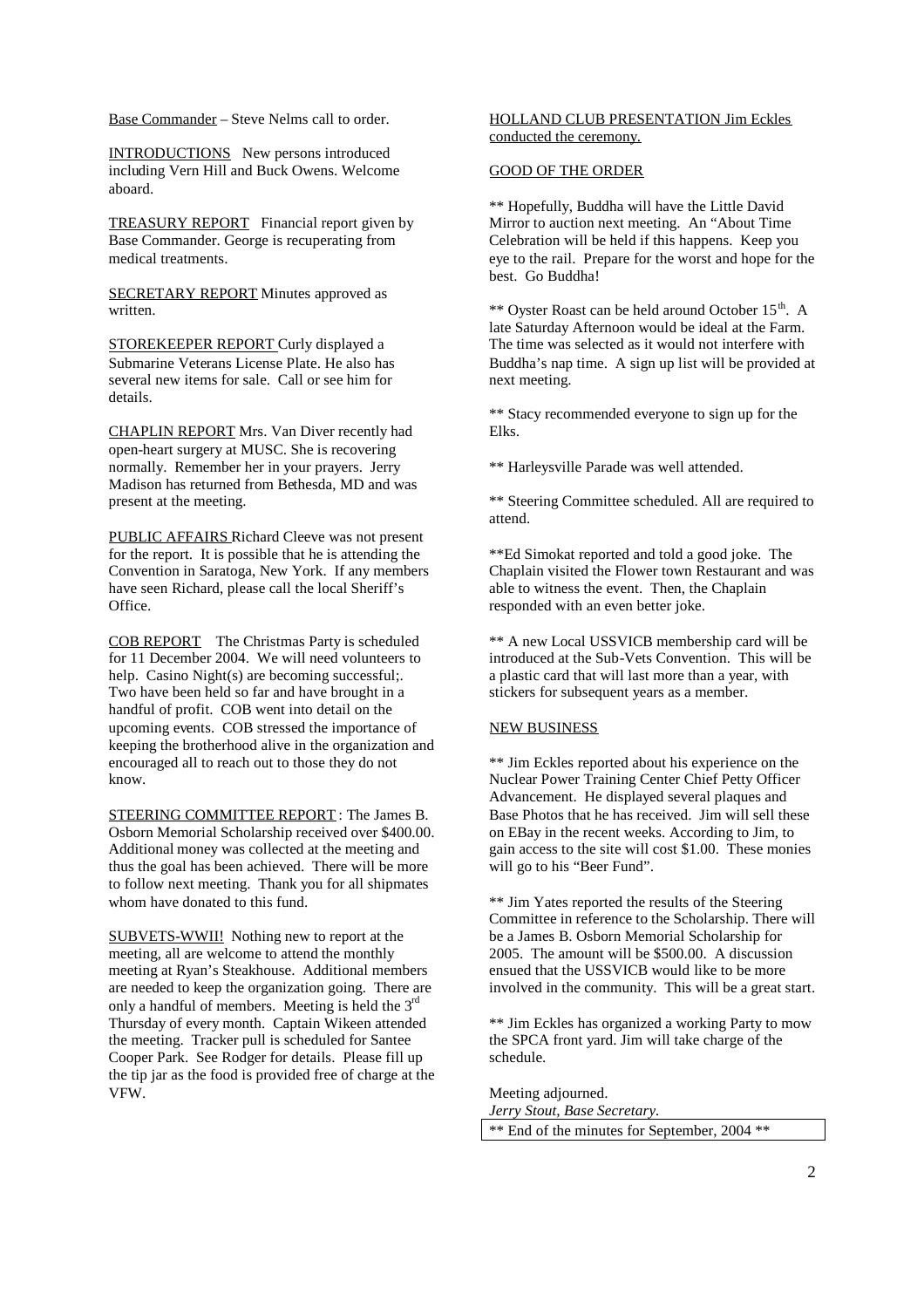Base Commander – Steve Nelms call to order.

INTRODUCTIONS New persons introduced including Vern Hill and Buck Owens. Welcome aboard.

TREASURY REPORT Financial report given by Base Commander. George is recuperating from medical treatments.

SECRETARY REPORT Minutes approved as written.

STOREKEEPER REPORT Curly displayed a Submarine Veterans License Plate. He also has several new items for sale. Call or see him for details.

CHAPLIN REPORT Mrs. Van Diver recently had open-heart surgery at MUSC. She is recovering normally. Remember her in your prayers. Jerry Madison has returned from Bethesda, MD and was present at the meeting.

PUBLIC AFFAIRS Richard Cleeve was not present for the report. It is possible that he is attending the Convention in Saratoga, New York. If any members have seen Richard, please call the local Sheriff's Office.

COB REPORT The Christmas Party is scheduled for 11 December 2004. We will need volunteers to help. Casino Night(s) are becoming successful;. Two have been held so far and have brought in a handful of profit. COB went into detail on the upcoming events. COB stressed the importance of keeping the brotherhood alive in the organization and encouraged all to reach out to those they do not know.

STEERING COMMITTEE REPORT : The James B. Osborn Memorial Scholarship received over $400.00. Additional money was collected at the meeting and thus the goal has been achieved. There will be more to follow next meeting. Thank you for all shipmates whom have donated to this fund.

SUBVETS-WWII! Nothing new to report at the meeting, all are welcome to attend the monthly meeting at Ryan's Steakhouse. Additional members are needed to keep the organization going. There are only a handful of members. Meeting is held the 3rd Thursday of every month. Captain Wikeen attended the meeting. Tracker pull is scheduled for Santee Cooper Park. See Rodger for details. Please fill up the tip jar as the food is provided free of charge at the VFW.

HOLLAND CLUB PRESENTATION Jim Eckles conducted the ceremony.

GOOD OF THE ORDER

** Hopefully, Buddha will have the Little David Mirror to auction next meeting. An "About Time Celebration will be held if this happens. Keep you eye to the rail. Prepare for the worst and hope for the best. Go Buddha!

** Oyster Roast can be held around October 15th. A late Saturday Afternoon would be ideal at the Farm. The time was selected as it would not interfere with Buddha's nap time. A sign up list will be provided at next meeting.

** Stacy recommended everyone to sign up for the Elks.

** Harleysville Parade was well attended.

** Steering Committee scheduled. All are required to attend.

**Ed Simokat reported and told a good joke. The Chaplain visited the Flower town Restaurant and was able to witness the event. Then, the Chaplain responded with an even better joke.

** A new Local USSVICB membership card will be introduced at the Sub-Vets Convention. This will be a plastic card that will last more than a year, with stickers for subsequent years as a member.

NEW BUSINESS

** Jim Eckles reported about his experience on the Nuclear Power Training Center Chief Petty Officer Advancement. He displayed several plaques and Base Photos that he has received. Jim will sell these on EBay in the recent weeks. According to Jim, to gain access to the site will cost $1.00. These monies will go to his "Beer Fund".

** Jim Yates reported the results of the Steering Committee in reference to the Scholarship. There will be a James B. Osborn Memorial Scholarship for 2005. The amount will be $500.00. A discussion ensued that the USSVICB would like to be more involved in the community. This will be a great start.

** Jim Eckles has organized a working Party to mow the SPCA front yard. Jim will take charge of the schedule.

Meeting adjourned.

*Jerry Stout, Base Secretary.*

** End of the minutes for September, 2004 **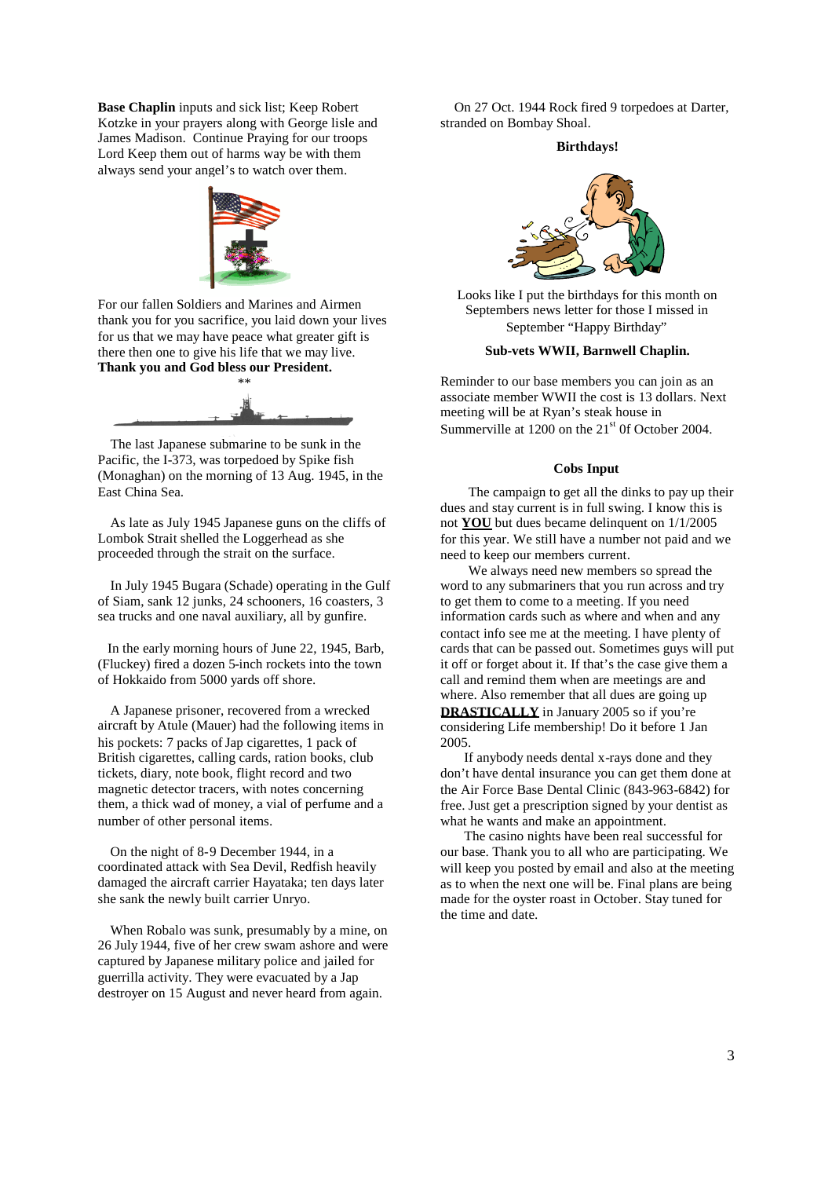**Base Chaplin** inputs and sick list; Keep Robert Kotzke in your prayers along with George lisle and James Madison. Continue Praying for our troops Lord Keep them out of harms way be with them always send your angel's to watch over them.

For our fallen Soldiers and Marines and Airmen thank you for you sacrifice, you laid down your lives for us that we may have peace what greater gift is there then one to give his life that we may live. **Thank you and God bless our President.**

**

The last Japanese submarine to be sunk in the Pacific, the I-373, was torpedoed by Spike fish (Monaghan) on the morning of 13 Aug. 1945, in the East China Sea.

As late as July 1945 Japanese guns on the cliffs of Lombok Strait shelled the Loggerhead as she proceeded through the strait on the surface.

In July 1945 Bugara (Schade) operating in the Gulf of Siam, sank 12 junks, 24 schooners, 16 coasters, 3 sea trucks and one naval auxiliary, all by gunfire.

In the early morning hours of June 22, 1945, Barb, (Fluckey) fired a dozen 5-inch rockets into the town of Hokkaido from 5000 yards off shore.

A Japanese prisoner, recovered from a wrecked aircraft by Atule (Mauer) had the following items in his pockets: 7 packs of Jap cigarettes, 1 pack of British cigarettes, calling cards, ration books, club tickets, diary, note book, flight record and two magnetic detector tracers, with notes concerning them, a thick wad of money, a vial of perfume and a number of other personal items.

On the night of 8-9 December 1944, in a coordinated attack with Sea Devil, Redfish heavily damaged the aircraft carrier Hayataka; ten days later she sank the newly built carrier Unryo.

When Robalo was sunk, presumably by a mine, on 26 July 1944, five of her crew swam ashore and were captured by Japanese military police and jailed for guerrilla activity. They were evacuated by a Jap destroyer on 15 August and never heard from again.

On 27 Oct. 1944 Rock fired 9 torpedoes at Darter, stranded on Bombay Shoal.

**Birthdays!**

Looks like I put the birthdays for this month on Septembers news letter for those I missed in September "Happy Birthday"

**Sub-vets WWII, Barnwell Chaplin.**

Reminder to our base members you can join as an associate member WWII the cost is 13 dollars. Next meeting will be at Ryan's steak house in Summerville at 1200 on the 21st 0f October 2004.

**Cobs Input**

The campaign to get all the dinks to pay up their dues and stay current is in full swing. I know this is not **YOU** but dues became delinquent on 1/1/2005 for this year. We still have a number not paid and we need to keep our members current.

We always need new members so spread the word to any submariners that you run across and try to get them to come to a meeting. If you need information cards such as where and when and any contact info see me at the meeting. I have plenty of cards that can be passed out. Sometimes guys will put it off or forget about it. If that's the case give them a call and remind them when are meetings are and where. Also remember that all dues are going up **DRASTICALLY** in January 2005 so if you're considering Life membership! Do it before 1 Jan 2005.

If anybody needs dental x-rays done and they don't have dental insurance you can get them done at the Air Force Base Dental Clinic (843-963-6842) for free. Just get a prescription signed by your dentist as what he wants and make an appointment.

The casino nights have been real successful for our base. Thank you to all who are participating. We will keep you posted by email and also at the meeting as to when the next one will be. Final plans are being made for the oyster roast in October. Stay tuned for the time and date.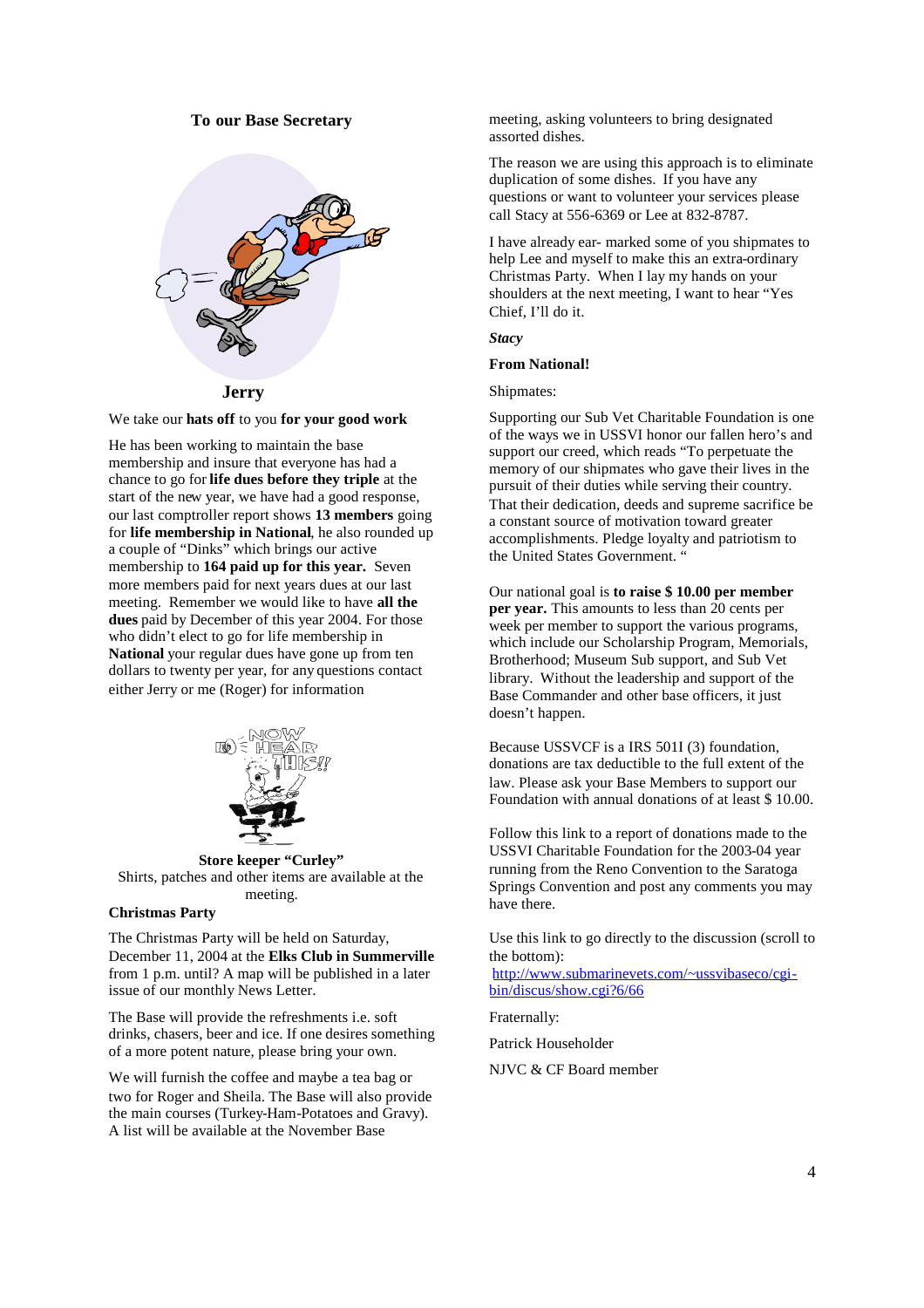**To our Base Secretary**

**Jerry**

We take our **hats off** to you **for your good work**

He has been working to maintain the base membership and insure that everyone has had a chance to go for **life dues before they triple** at the start of the new year, we have had a good response, our last comptroller report shows **13 members** going for **life membership in National**, he also rounded up a couple of "Dinks" which brings our active membership to **164 paid up for this year.** Seven more members paid for next years dues at our last meeting. Remember we would like to have **all the dues** paid by December of this year 2004. For those who didn't elect to go for life membership in **National** your regular dues have gone up from ten dollars to twenty per year, for any questions contact either Jerry or me (Roger) for information

**Store keeper "Curley"**

Shirts, patches and other items are available at the meeting.

**Christmas Party**

The Christmas Party will be held on Saturday, December 11, 2004 at the **Elks Club in Summerville** from 1 p.m. until? A map will be published in a later issue of our monthly News Letter.

The Base will provide the refreshments i.e. soft drinks, chasers, beer and ice. If one desires something of a more potent nature, please bring your own.

We will furnish the coffee and maybe a tea bag or two for Roger and Sheila. The Base will also provide the main courses (Turkey-Ham-Potatoes and Gravy). A list will be available at the November Base meeting, asking volunteers to bring designated assorted dishes.

The reason we are using this approach is to eliminate duplication of some dishes. If you have any questions or want to volunteer your services please call Stacy at 556-6369 or Lee at 832-8787.

I have already ear- marked some of you shipmates to help Lee and myself to make this an extra-ordinary Christmas Party. When I lay my hands on your shoulders at the next meeting, I want to hear "Yes Chief, I'll do it.

***Stacy***

**From National!**

Shipmates:

Supporting our Sub Vet Charitable Foundation is one of the ways we in USSVI honor our fallen hero's and support our creed, which reads "To perpetuate the memory of our shipmates who gave their lives in the pursuit of their duties while serving their country. That their dedication, deeds and supreme sacrifice be a constant source of motivation toward greater accomplishments. Pledge loyalty and patriotism to the United States Government. "

Our national goal is **to raise $ 10.00 per member per year.** This amounts to less than 20 cents per week per member to support the various programs, which include our Scholarship Program, Memorials, Brotherhood; Museum Sub support, and Sub Vet library. Without the leadership and support of the Base Commander and other base officers, it just doesn't happen.

Because USSVCF is a IRS 501I (3) foundation, donations are tax deductible to the full extent of the law. Please ask your Base Members to support our Foundation with annual donations of at least $ 10.00.

Follow this link to a report of donations made to the USSVI Charitable Foundation for the 2003-04 year running from the Reno Convention to the Saratoga Springs Convention and post any comments you may have there.

Use this link to go directly to the discussion (scroll to the bottom):
http://www.submarinevets.com/~ussvibaseco/cgi-bin/discus/show.cgi?6/66

Fraternally:

Patrick Householder

NJVC & CF Board member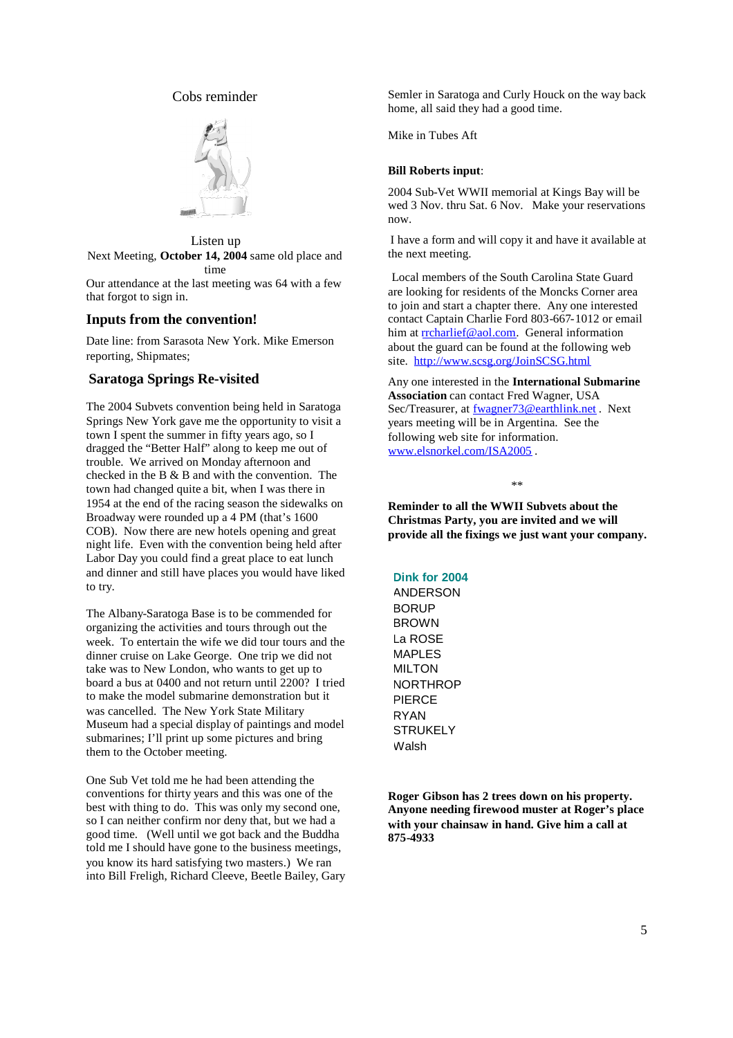Cobs reminder

Listen up

Next Meeting, **October 14, 2004** same old place and time

Our attendance at the last meeting was 64 with a few that forgot to sign in.

## Inputs from the convention!

Date line: from Sarasota New York. Mike Emerson reporting, Shipmates;

## Saratoga Springs Re-visited

The 2004 Subvets convention being held in Saratoga Springs New York gave me the opportunity to visit a town I spent the summer in fifty years ago, so I dragged the "Better Half" along to keep me out of trouble. We arrived on Monday afternoon and checked in the B & B and with the convention. The town had changed quite a bit, when I was there in 1954 at the end of the racing season the sidewalks on Broadway were rounded up a 4 PM (that's 1600 COB). Now there are new hotels opening and great night life. Even with the convention being held after Labor Day you could find a great place to eat lunch and dinner and still have places you would have liked to try.

The Albany-Saratoga Base is to be commended for organizing the activities and tours through out the week. To entertain the wife we did tour tours and the dinner cruise on Lake George. One trip we did not take was to New London, who wants to get up to board a bus at 0400 and not return until 2200? I tried to make the model submarine demonstration but it was cancelled. The New York State Military Museum had a special display of paintings and model submarines; I'll print up some pictures and bring them to the October meeting.

One Sub Vet told me he had been attending the conventions for thirty years and this was one of the best with thing to do. This was only my second one, so I can neither confirm nor deny that, but we had a good time. (Well until we got back and the Buddha told me I should have gone to the business meetings, you know its hard satisfying two masters.) We ran into Bill Freligh, Richard Cleeve, Beetle Bailey, Gary Semler in Saratoga and Curly Houck on the way back home, all said they had a good time.

Mike in Tubes Aft

**Bill Roberts input**:

2004 Sub-Vet WWII memorial at Kings Bay will be wed 3 Nov. thru Sat. 6 Nov. Make your reservations now.

I have a form and will copy it and have it available at the next meeting.

Local members of the South Carolina State Guard are looking for residents of the Moncks Corner area to join and start a chapter there. Any one interested contact Captain Charlie Ford 803-667-1012 or email him at rrcharlief@aol.com. General information about the guard can be found at the following web site. http://www.scsg.org/JoinSCSG.html

Any one interested in the **International Submarine Association** can contact Fred Wagner, USA Sec/Treasurer, at fwagner73@earthlink.net . Next years meeting will be in Argentina. See the following web site for information. www.elsnorkel.com/ISA2005 .

**

**Reminder to all the WWII Subvets about the Christmas Party, you are invited and we will provide all the fixings we just want your company.**

**Dink for 2004**

ANDERSON
BORUP
BROWN
La ROSE
MAPLES
MILTON
NORTHROP
PIERCE
RYAN
STRUKELY
Walsh

**Roger Gibson has 2 trees down on his property. Anyone needing firewood muster at Roger's place with your chainsaw in hand. Give him a call at 875-4933**